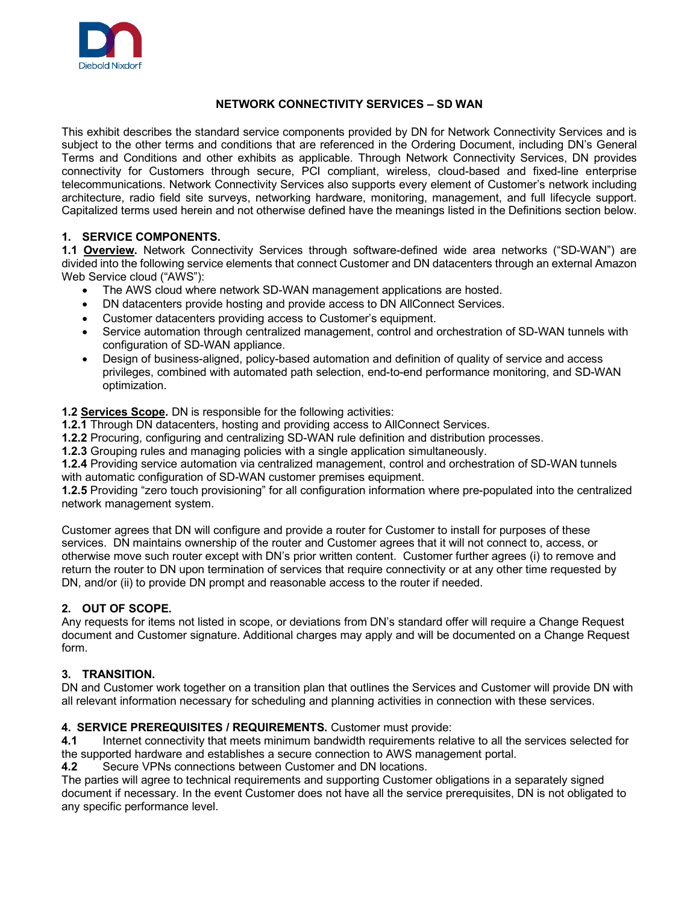# NETWORK CONNECTIVITY SERVICES – SD WAN

This exhibit describes the standard service components provided by DN for Network Connectivity Services and is subject to the other terms and conditions that are referenced in the Ordering Document, including DN's General Terms and Conditions and other exhibits as applicable. Through Network Connectivity Services, DN provides connectivity for Customers through secure, PCI compliant, wireless, cloud-based and fixed-line enterprise telecommunications. Network Connectivity Services also supports every element of Customer's network including architecture, radio field site surveys, networking hardware, monitoring, management, and full lifecycle support. Capitalized terms used herein and not otherwise defined have the meanings listed in the Definitions section below.

## 1. SERVICE COMPONENTS.

**1.1 <u>Overview</u>.** Network Connectivity Services through software-defined wide area networks ("SD-WAN") are divided into the following service elements that connect Customer and DN datacenters through an external Amazon Web Service cloud ("AWS"):

- The AWS cloud where network SD-WAN management applications are hosted.
- DN datacenters provide hosting and provide access to DN AllConnect Services.
- Customer datacenters providing access to Customer's equipment.
- Service automation through centralized management, control and orchestration of SD-WAN tunnels with configuration of SD-WAN appliance.
- Design of business-aligned, policy-based automation and definition of quality of service and access privileges, combined with automated path selection, end-to-end performance monitoring, and SD-WAN optimization.

**1.2 <u>Services Scope</u>.** DN is responsible for the following activities:

**1.2.1** Through DN datacenters, hosting and providing access to AllConnect Services.

**1.2.2** Procuring, configuring and centralizing SD-WAN rule definition and distribution processes.

**1.2.3** Grouping rules and managing policies with a single application simultaneously.

**1.2.4** Providing service automation via centralized management, control and orchestration of SD-WAN tunnels with automatic configuration of SD-WAN customer premises equipment.

**1.2.5** Providing "zero touch provisioning" for all configuration information where pre-populated into the centralized network management system.

Customer agrees that DN will configure and provide a router for Customer to install for purposes of these services. DN maintains ownership of the router and Customer agrees that it will not connect to, access, or otherwise move such router except with DN's prior written content. Customer further agrees (i) to remove and return the router to DN upon termination of services that require connectivity or at any other time requested by DN, and/or (ii) to provide DN prompt and reasonable access to the router if needed.

## 2. OUT OF SCOPE.

Any requests for items not listed in scope, or deviations from DN's standard offer will require a Change Request document and Customer signature. Additional charges may apply and will be documented on a Change Request form.

## 3. TRANSITION.

DN and Customer work together on a transition plan that outlines the Services and Customer will provide DN with all relevant information necessary for scheduling and planning activities in connection with these services.

## 4. SERVICE PREREQUISITES / REQUIREMENTS.

Customer must provide:

**4.1** Internet connectivity that meets minimum bandwidth requirements relative to all the services selected for the supported hardware and establishes a secure connection to AWS management portal.

**4.2** Secure VPNs connections between Customer and DN locations.

The parties will agree to technical requirements and supporting Customer obligations in a separately signed document if necessary. In the event Customer does not have all the service prerequisites, DN is not obligated to any specific performance level.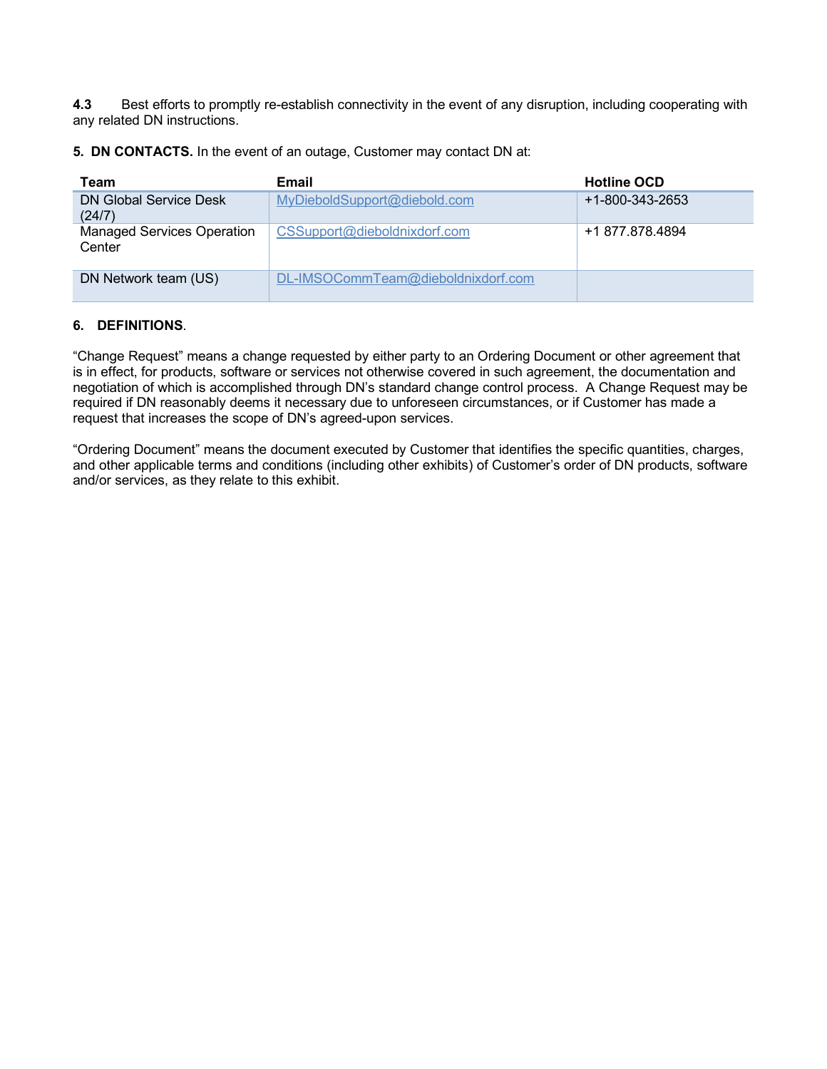**4.3** Best efforts to promptly re-establish connectivity in the event of any disruption, including cooperating with any related DN instructions.

**5. DN CONTACTS.** In the event of an outage, Customer may contact DN at:

| Team | Email | Hotline OCD |
|---|---|---|
| DN Global Service Desk (24/7) | MyDieboldSupport@diebold.com | +1-800-343-2653 |
| Managed Services Operation Center | CSSupport@dieboldnixdorf.com | +1 877.878.4894 |
| DN Network team (US) | DL-IMSOCommTeam@dieboldnixdorf.com | |

**6. DEFINITIONS**.

"Change Request" means a change requested by either party to an Ordering Document or other agreement that is in effect, for products, software or services not otherwise covered in such agreement, the documentation and negotiation of which is accomplished through DN's standard change control process. A Change Request may be required if DN reasonably deems it necessary due to unforeseen circumstances, or if Customer has made a request that increases the scope of DN's agreed-upon services.

"Ordering Document" means the document executed by Customer that identifies the specific quantities, charges, and other applicable terms and conditions (including other exhibits) of Customer's order of DN products, software and/or services, as they relate to this exhibit.